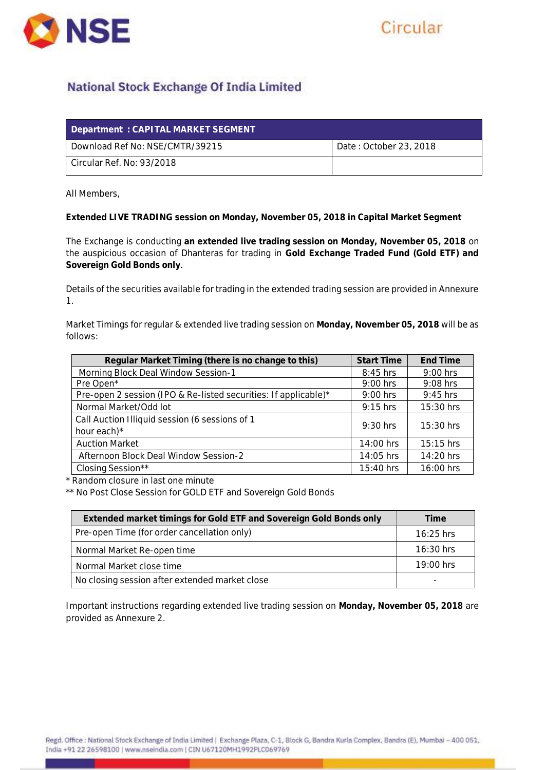# National Stock Exchange Of India Limited

| Department : CAPITAL MARKET SEGMENT | |
|---|---|
| Download Ref No: NSE/CMTR/39215 | Date : October 23, 2018 |
| Circular Ref. No: 93/2018 | |

All Members,

**Extended LIVE TRADING session on Monday, November 05, 2018 in Capital Market Segment**

The Exchange is conducting **an extended live trading session on Monday, November 05, 2018** on the auspicious occasion of Dhanteras for trading in **Gold Exchange Traded Fund (Gold ETF) and Sovereign Gold Bonds only**.

Details of the securities available for trading in the extended trading session are provided in Annexure 1.

Market Timings for regular & extended live trading session on **Monday, November 05, 2018** will be as follows:

| Regular Market Timing (there is no change to this) | Start Time | End Time |
|---|---|---|
| Morning Block Deal Window Session-1 | 8:45 hrs | 9:00 hrs |
| Pre Open* | 9:00 hrs | 9:08 hrs |
| Pre-open 2 session (IPO & Re-listed securities: If applicable)* | 9:00 hrs | 9:45 hrs |
| Normal Market/Odd lot | 9:15 hrs | 15:30 hrs |
| Call Auction Illiquid session (6 sessions of 1 hour each)* | 9:30 hrs | 15:30 hrs |
| Auction Market | 14:00 hrs | 15:15 hrs |
| Afternoon Block Deal Window Session-2 | 14:05 hrs | 14:20 hrs |
| Closing Session** | 15:40 hrs | 16:00 hrs |

\* Random closure in last one minute

** No Post Close Session for GOLD ETF and Sovereign Gold Bonds

| Extended market timings for Gold ETF and Sovereign Gold Bonds only | Time |
|---|---|
| Pre-open Time (for order cancellation only) | 16:25 hrs |
| Normal Market Re-open time | 16:30 hrs |
| Normal Market close time | 19:00 hrs |
| No closing session after extended market close | - |

Important instructions regarding extended live trading session on **Monday, November 05, 2018** are provided as Annexure 2.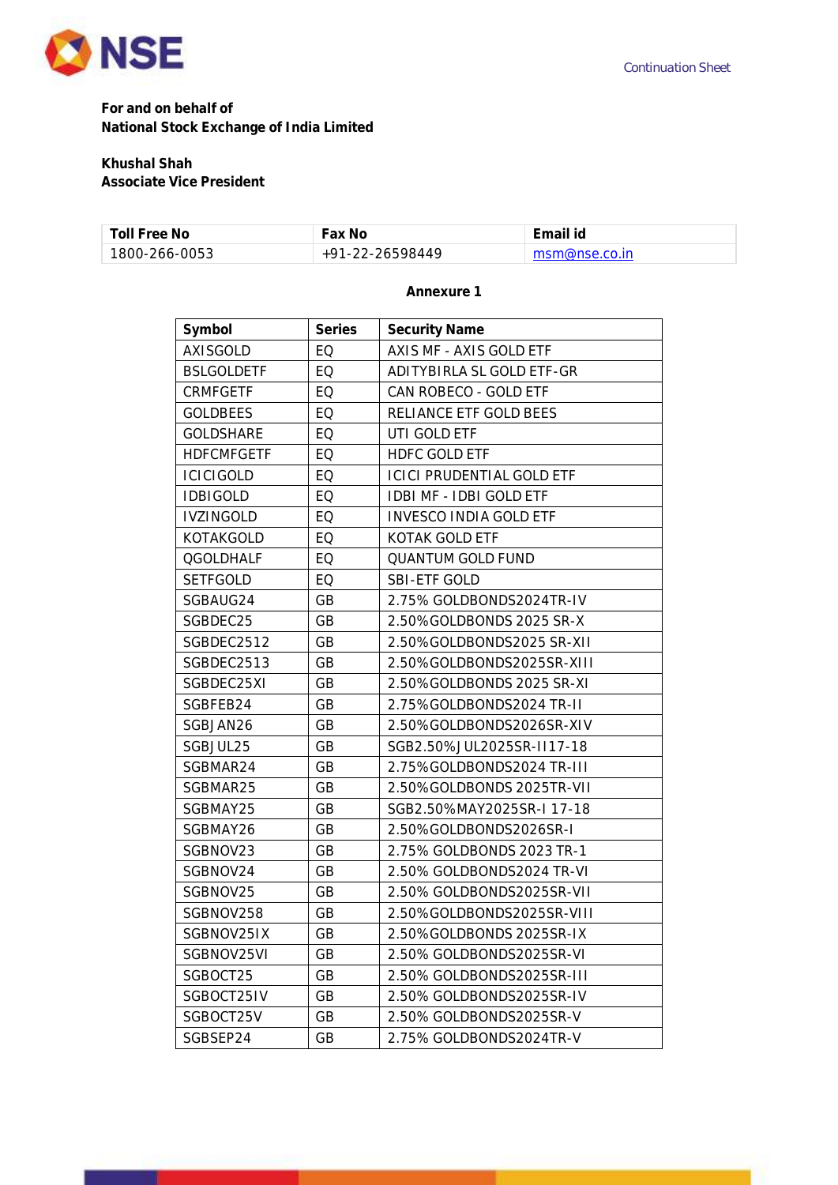**For and on behalf of**
**National Stock Exchange of India Limited**

**Khushal Shah**
**Associate Vice President**

| Toll Free No | Fax No | Email id |
|---|---|---|
| 1800-266-0053 | +91-22-26598449 | msm@nse.co.in |

**Annexure 1**

| Symbol | Series | Security Name |
|---|---|---|
| AXISGOLD | EQ | AXIS MF - AXIS GOLD ETF |
| BSLGOLDETF | EQ | ADITYBIRLA SL GOLD ETF-GR |
| CRMFGETF | EQ | CAN ROBECO - GOLD ETF |
| GOLDBEES | EQ | RELIANCE ETF GOLD BEES |
| GOLDSHARE | EQ | UTI GOLD ETF |
| HDFCMFGETF | EQ | HDFC GOLD ETF |
| ICICIGOLD | EQ | ICICI PRUDENTIAL GOLD ETF |
| IDBIGOLD | EQ | IDBI MF - IDBI GOLD ETF |
| IVZINGOLD | EQ | INVESCO INDIA GOLD ETF |
| KOTAKGOLD | EQ | KOTAK GOLD ETF |
| QGOLDHALF | EQ | QUANTUM GOLD FUND |
| SETFGOLD | EQ | SBI-ETF GOLD |
| SGBAUG24 | GB | 2.75% GOLDBONDS2024TR-IV |
| SGBDEC25 | GB | 2.50%GOLDBONDS 2025 SR-X |
| SGBDEC2512 | GB | 2.50%GOLDBONDS2025 SR-XII |
| SGBDEC2513 | GB | 2.50%GOLDBONDS2025SR-XIII |
| SGBDEC25XI | GB | 2.50%GOLDBONDS 2025 SR-XI |
| SGBFEB24 | GB | 2.75%GOLDBONDS2024 TR-II |
| SGBJAN26 | GB | 2.50%GOLDBONDS2026SR-XIV |
| SGBJUL25 | GB | SGB2.50%JUL2025SR-II17-18 |
| SGBMAR24 | GB | 2.75%GOLDBONDS2024 TR-III |
| SGBMAR25 | GB | 2.50%GOLDBONDS 2025TR-VII |
| SGBMAY25 | GB | SGB2.50%MAY2025SR-I 17-18 |
| SGBMAY26 | GB | 2.50%GOLDBONDS2026SR-I |
| SGBNOV23 | GB | 2.75% GOLDBONDS 2023 TR-1 |
| SGBNOV24 | GB | 2.50% GOLDBONDS2024 TR-VI |
| SGBNOV25 | GB | 2.50% GOLDBONDS2025SR-VII |
| SGBNOV258 | GB | 2.50%GOLDBONDS2025SR-VIII |
| SGBNOV25IX | GB | 2.50%GOLDBONDS 2025SR-IX |
| SGBNOV25VI | GB | 2.50% GOLDBONDS2025SR-VI |
| SGBOCT25 | GB | 2.50% GOLDBONDS2025SR-III |
| SGBOCT25IV | GB | 2.50% GOLDBONDS2025SR-IV |
| SGBOCT25V | GB | 2.50% GOLDBONDS2025SR-V |
| SGBSEP24 | GB | 2.75% GOLDBONDS2024TR-V |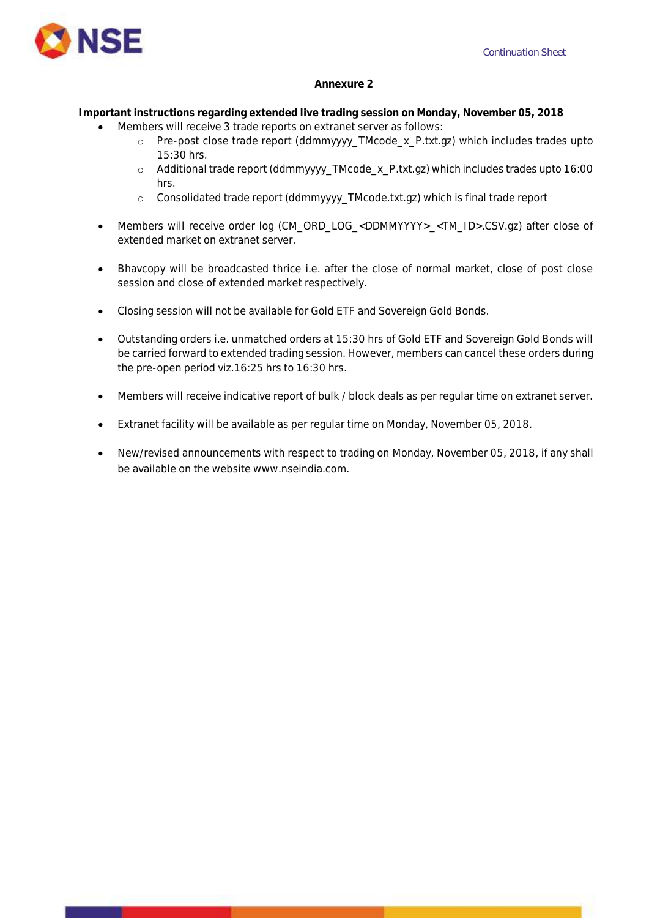## Annexure 2

**Important instructions regarding extended live trading session on Monday, November 05, 2018**

- Members will receive 3 trade reports on extranet server as follows:
  - Pre-post close trade report (ddmmyyyy_TMcode_x_P.txt.gz) which includes trades upto 15:30 hrs.
  - Additional trade report (ddmmyyyy_TMcode_x_P.txt.gz) which includes trades upto 16:00 hrs.
  - Consolidated trade report (ddmmyyyy_TMcode.txt.gz) which is final trade report

- Members will receive order log (CM_ORD_LOG_<DDMMYYYY>_<TM_ID>.CSV.gz) after close of extended market on extranet server.

- Bhavcopy will be broadcasted thrice i.e. after the close of normal market, close of post close session and close of extended market respectively.

- Closing session will not be available for Gold ETF and Sovereign Gold Bonds.

- Outstanding orders i.e. unmatched orders at 15:30 hrs of Gold ETF and Sovereign Gold Bonds will be carried forward to extended trading session. However, members can cancel these orders during the pre-open period viz.16:25 hrs to 16:30 hrs.

- Members will receive indicative report of bulk / block deals as per regular time on extranet server.

- Extranet facility will be available as per regular time on Monday, November 05, 2018.

- New/revised announcements with respect to trading on Monday, November 05, 2018, if any shall be available on the website www.nseindia.com.